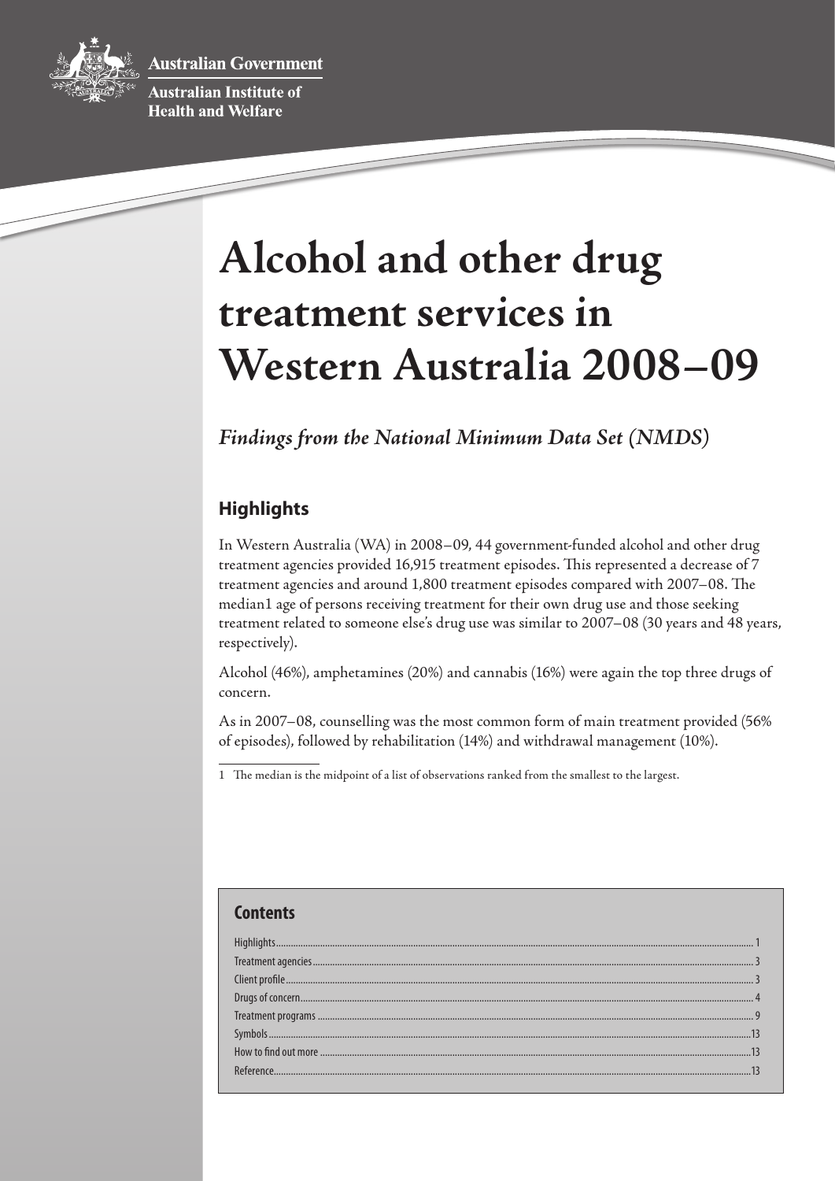Australian Government

Australian Institute of Health and Welfare

# Alcohol and other drug treatment services in Western Australia 2008–09

*Findings from the National Minimum Data Set (NMDS)*

## Highlights

In Western Australia (WA) in 2008–09, 44 government-funded alcohol and other drug treatment agencies provided 16,915 treatment episodes. This represented a decrease of 7 treatment agencies and around 1,800 treatment episodes compared with 2007–08. The median1 age of persons receiving treatment for their own drug use and those seeking treatment related to someone else's drug use was similar to 2007–08 (30 years and 48 years, respectively).

Alcohol (46%), amphetamines (20%) and cannabis (16%) were again the top three drugs of concern.

As in 2007–08, counselling was the most common form of main treatment provided (56% of episodes), followed by rehabilitation (14%) and withdrawal management (10%).

1 The median is the midpoint of a list of observations ranked from the smallest to the largest.

## Contents

| | |
|---|---|
| Highlights | 1 |
| Treatment agencies | 3 |
| Client profile | 3 |
| Drugs of concern | 4 |
| Treatment programs | 9 |
| Symbols | 13 |
| How to find out more | 13 |
| Reference | 13 |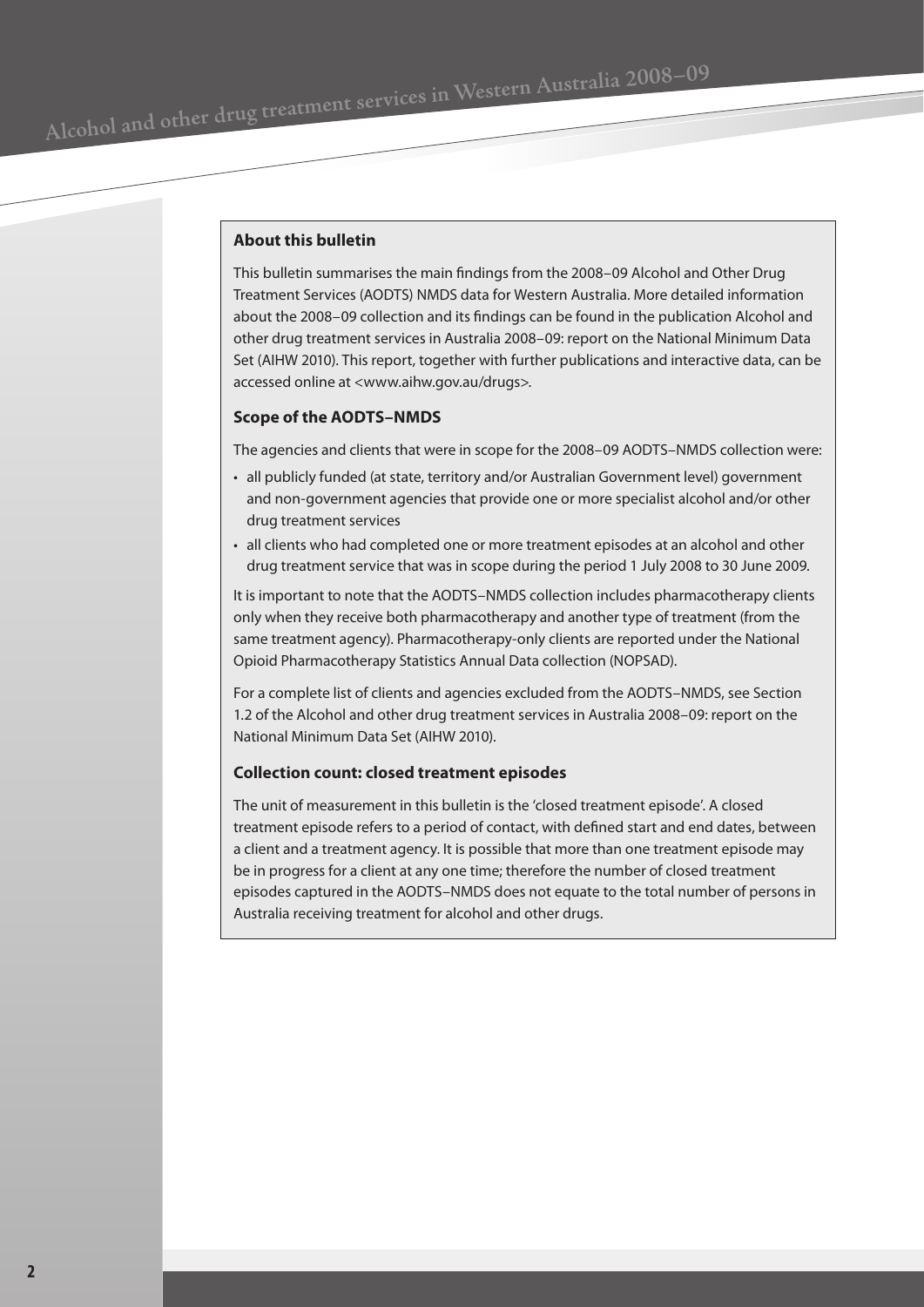## About this bulletin

This bulletin summarises the main findings from the 2008–09 Alcohol and Other Drug Treatment Services (AODTS) NMDS data for Western Australia. More detailed information about the 2008–09 collection and its findings can be found in the publication Alcohol and other drug treatment services in Australia 2008–09: report on the National Minimum Data Set (AIHW 2010). This report, together with further publications and interactive data, can be accessed online at <www.aihw.gov.au/drugs>.

### Scope of the AODTS–NMDS

The agencies and clients that were in scope for the 2008–09 AODTS–NMDS collection were:

- all publicly funded (at state, territory and/or Australian Government level) government and non-government agencies that provide one or more specialist alcohol and/or other drug treatment services
- all clients who had completed one or more treatment episodes at an alcohol and other drug treatment service that was in scope during the period 1 July 2008 to 30 June 2009.

It is important to note that the AODTS–NMDS collection includes pharmacotherapy clients only when they receive both pharmacotherapy and another type of treatment (from the same treatment agency). Pharmacotherapy-only clients are reported under the National Opioid Pharmacotherapy Statistics Annual Data collection (NOPSAD).

For a complete list of clients and agencies excluded from the AODTS–NMDS, see Section 1.2 of the Alcohol and other drug treatment services in Australia 2008–09: report on the National Minimum Data Set (AIHW 2010).

### Collection count: closed treatment episodes

The unit of measurement in this bulletin is the 'closed treatment episode'. A closed treatment episode refers to a period of contact, with defined start and end dates, between a client and a treatment agency. It is possible that more than one treatment episode may be in progress for a client at any one time; therefore the number of closed treatment episodes captured in the AODTS–NMDS does not equate to the total number of persons in Australia receiving treatment for alcohol and other drugs.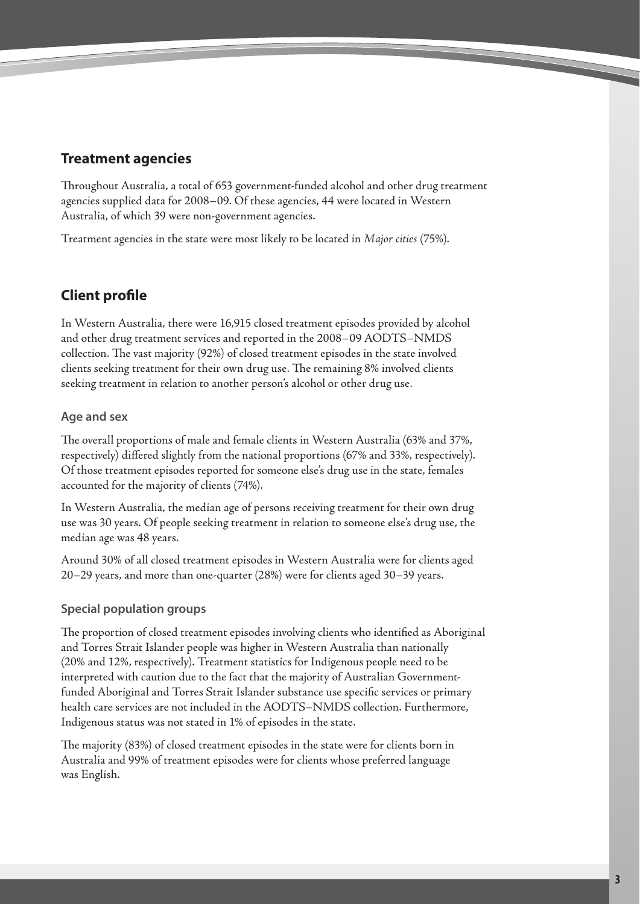## Treatment agencies

Throughout Australia, a total of 653 government-funded alcohol and other drug treatment agencies supplied data for 2008–09. Of these agencies, 44 were located in Western Australia, of which 39 were non-government agencies.

Treatment agencies in the state were most likely to be located in *Major cities* (75%).

## Client profile

In Western Australia, there were 16,915 closed treatment episodes provided by alcohol and other drug treatment services and reported in the 2008–09 AODTS–NMDS collection. The vast majority (92%) of closed treatment episodes in the state involved clients seeking treatment for their own drug use. The remaining 8% involved clients seeking treatment in relation to another person's alcohol or other drug use.

### Age and sex

The overall proportions of male and female clients in Western Australia (63% and 37%, respectively) differed slightly from the national proportions (67% and 33%, respectively). Of those treatment episodes reported for someone else's drug use in the state, females accounted for the majority of clients (74%).

In Western Australia, the median age of persons receiving treatment for their own drug use was 30 years. Of people seeking treatment in relation to someone else's drug use, the median age was 48 years.

Around 30% of all closed treatment episodes in Western Australia were for clients aged 20–29 years, and more than one-quarter (28%) were for clients aged 30–39 years.

### Special population groups

The proportion of closed treatment episodes involving clients who identified as Aboriginal and Torres Strait Islander people was higher in Western Australia than nationally (20% and 12%, respectively). Treatment statistics for Indigenous people need to be interpreted with caution due to the fact that the majority of Australian Government-funded Aboriginal and Torres Strait Islander substance use specific services or primary health care services are not included in the AODTS–NMDS collection. Furthermore, Indigenous status was not stated in 1% of episodes in the state.

The majority (83%) of closed treatment episodes in the state were for clients born in Australia and 99% of treatment episodes were for clients whose preferred language was English.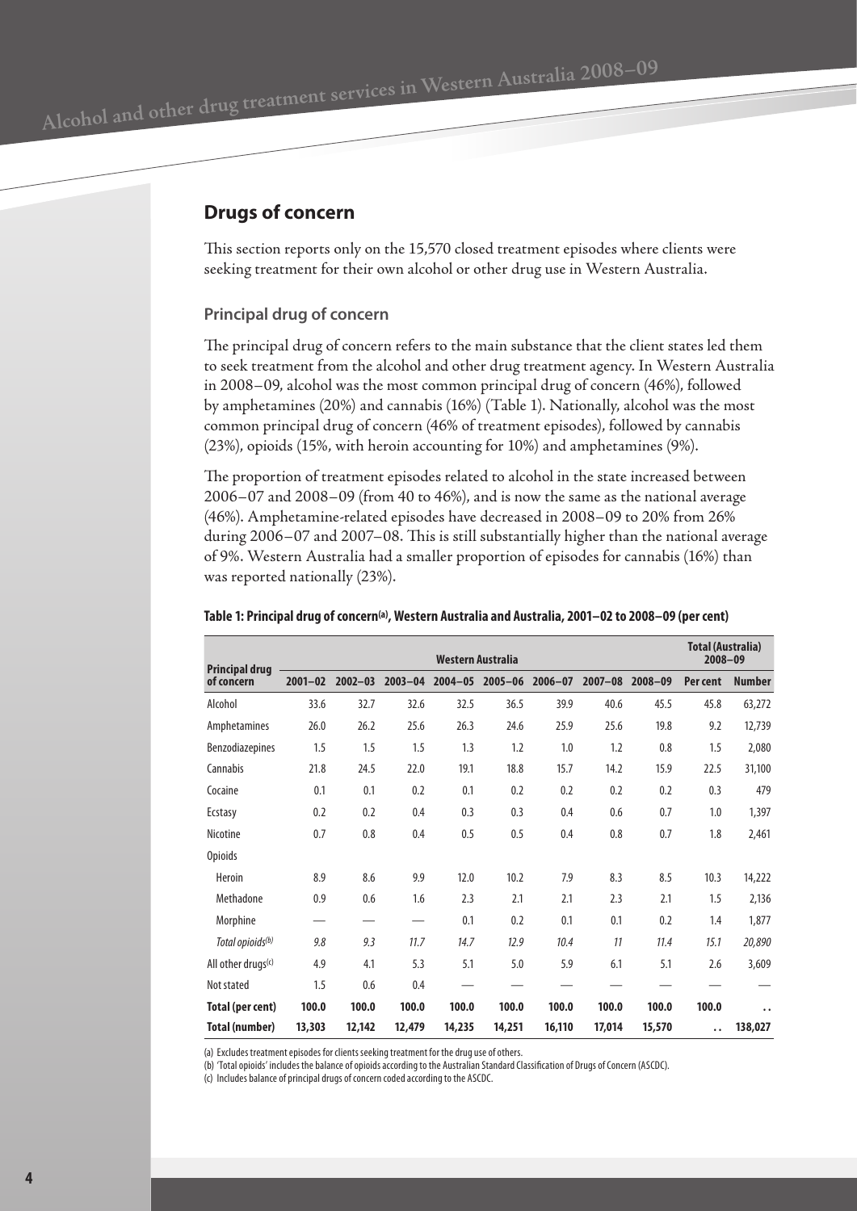## Drugs of concern

This section reports only on the 15,570 closed treatment episodes where clients were seeking treatment for their own alcohol or other drug use in Western Australia.

### Principal drug of concern

The principal drug of concern refers to the main substance that the client states led them to seek treatment from the alcohol and other drug treatment agency. In Western Australia in 2008–09, alcohol was the most common principal drug of concern (46%), followed by amphetamines (20%) and cannabis (16%) (Table 1). Nationally, alcohol was the most common principal drug of concern (46% of treatment episodes), followed by cannabis (23%), opioids (15%, with heroin accounting for 10%) and amphetamines (9%).

The proportion of treatment episodes related to alcohol in the state increased between 2006–07 and 2008–09 (from 40 to 46%), and is now the same as the national average (46%). Amphetamine-related episodes have decreased in 2008–09 to 20% from 26% during 2006–07 and 2007–08. This is still substantially higher than the national average of 9%. Western Australia had a smaller proportion of episodes for cannabis (16%) than was reported nationally (23%).

**Table 1: Principal drug of concern[(a)], Western Australia and Australia, 2001–02 to 2008–09 (per cent)**

| Principal drug of concern | Western Australia | | | | | | | | Total (Australia) 2008–09 | |
|---|---|---|---|---|---|---|---|---|---|---|
| | 2001–02 | 2002–03 | 2003–04 | 2004–05 | 2005–06 | 2006–07 | 2007–08 | 2008–09 | Per cent | Number |
| Alcohol | 33.6 | 32.7 | 32.6 | 32.5 | 36.5 | 39.9 | 40.6 | 45.5 | 45.8 | 63,272 |
| Amphetamines | 26.0 | 26.2 | 25.6 | 26.3 | 24.6 | 25.9 | 25.6 | 19.8 | 9.2 | 12,739 |
| Benzodiazepines | 1.5 | 1.5 | 1.5 | 1.3 | 1.2 | 1.0 | 1.2 | 0.8 | 1.5 | 2,080 |
| Cannabis | 21.8 | 24.5 | 22.0 | 19.1 | 18.8 | 15.7 | 14.2 | 15.9 | 22.5 | 31,100 |
| Cocaine | 0.1 | 0.1 | 0.2 | 0.1 | 0.2 | 0.2 | 0.2 | 0.2 | 0.3 | 479 |
| Ecstasy | 0.2 | 0.2 | 0.4 | 0.3 | 0.3 | 0.4 | 0.6 | 0.7 | 1.0 | 1,397 |
| Nicotine | 0.7 | 0.8 | 0.4 | 0.5 | 0.5 | 0.4 | 0.8 | 0.7 | 1.8 | 2,461 |
| Opioids | | | | | | | | | | |
| Heroin | 8.9 | 8.6 | 9.9 | 12.0 | 10.2 | 7.9 | 8.3 | 8.5 | 10.3 | 14,222 |
| Methadone | 0.9 | 0.6 | 1.6 | 2.3 | 2.1 | 2.1 | 2.3 | 2.1 | 1.5 | 2,136 |
| Morphine | — | — | — | 0.1 | 0.2 | 0.1 | 0.1 | 0.2 | 1.4 | 1,877 |
| *Total opioids[(b)]* | *9.8* | *9.3* | *11.7* | *14.7* | *12.9* | *10.4* | *11* | *11.4* | *15.1* | *20,890* |
| All other drugs[(c)] | 4.9 | 4.1 | 5.3 | 5.1 | 5.0 | 5.9 | 6.1 | 5.1 | 2.6 | 3,609 |
| Not stated | 1.5 | 0.6 | 0.4 | — | — | — | — | — | — | — |
| **Total (per cent)** | **100.0** | **100.0** | **100.0** | **100.0** | **100.0** | **100.0** | **100.0** | **100.0** | **100.0** | . . |
| **Total (number)** | **13,303** | **12,142** | **12,479** | **14,235** | **14,251** | **16,110** | **17,014** | **15,570** | . . | **138,027** |

(a) Excludes treatment episodes for clients seeking treatment for the drug use of others.

(b) 'Total opioids' includes the balance of opioids according to the Australian Standard Classification of Drugs of Concern (ASCDC).

(c) Includes balance of principal drugs of concern coded according to the ASCDC.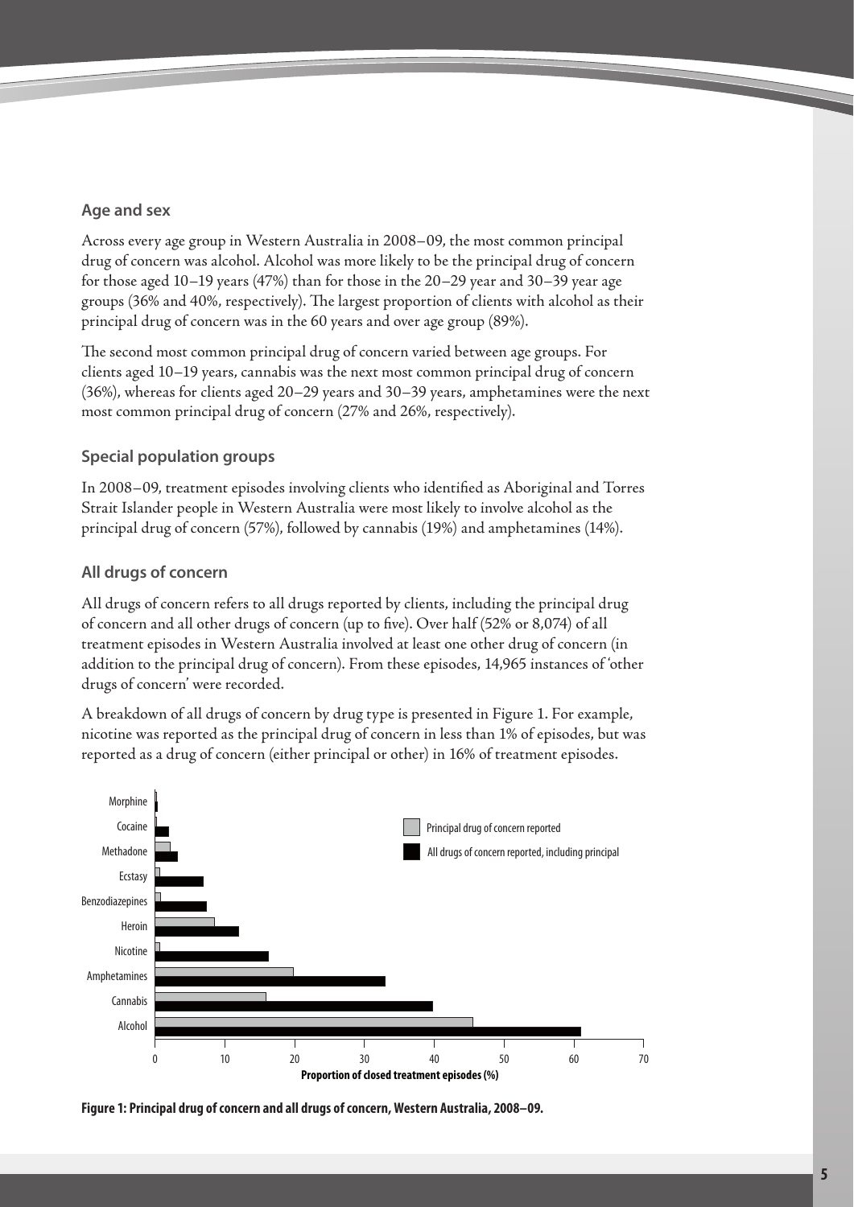## Age and sex

Across every age group in Western Australia in 2008–09, the most common principal drug of concern was alcohol. Alcohol was more likely to be the principal drug of concern for those aged 10–19 years (47%) than for those in the 20–29 year and 30–39 year age groups (36% and 40%, respectively). The largest proportion of clients with alcohol as their principal drug of concern was in the 60 years and over age group (89%).

The second most common principal drug of concern varied between age groups. For clients aged 10–19 years, cannabis was the next most common principal drug of concern (36%), whereas for clients aged 20–29 years and 30–39 years, amphetamines were the next most common principal drug of concern (27% and 26%, respectively).

## Special population groups

In 2008–09, treatment episodes involving clients who identified as Aboriginal and Torres Strait Islander people in Western Australia were most likely to involve alcohol as the principal drug of concern (57%), followed by cannabis (19%) and amphetamines (14%).

## All drugs of concern

All drugs of concern refers to all drugs reported by clients, including the principal drug of concern and all other drugs of concern (up to five). Over half (52% or 8,074) of all treatment episodes in Western Australia involved at least one other drug of concern (in addition to the principal drug of concern). From these episodes, 14,965 instances of 'other drugs of concern' were recorded.

A breakdown of all drugs of concern by drug type is presented in Figure 1. For example, nicotine was reported as the principal drug of concern in less than 1% of episodes, but was reported as a drug of concern (either principal or other) in 16% of treatment episodes.

**Figure 1: Principal drug of concern and all drugs of concern, Western Australia, 2008–09.**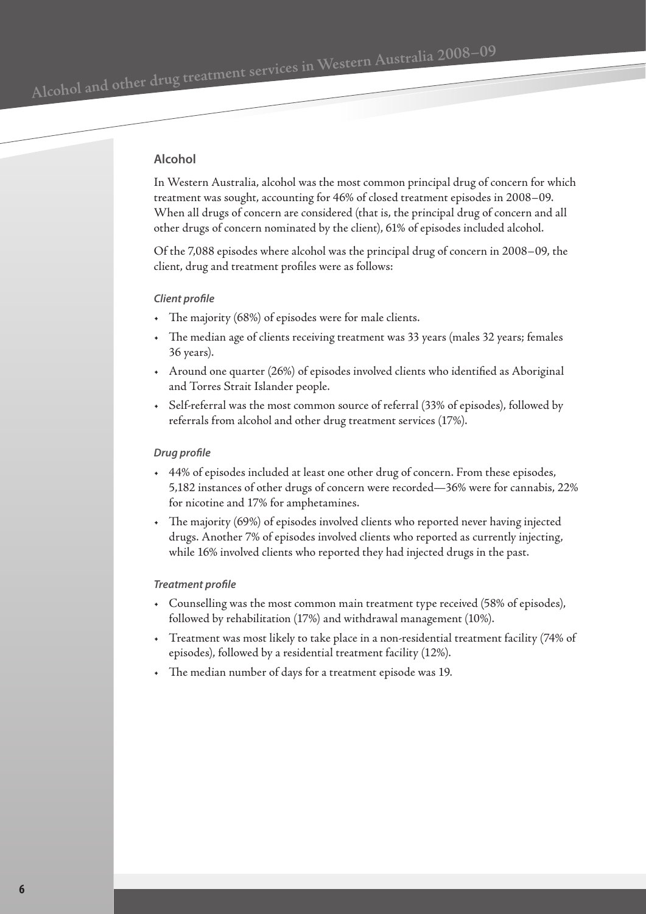## Alcohol

In Western Australia, alcohol was the most common principal drug of concern for which treatment was sought, accounting for 46% of closed treatment episodes in 2008–09. When all drugs of concern are considered (that is, the principal drug of concern and all other drugs of concern nominated by the client), 61% of episodes included alcohol.

Of the 7,088 episodes where alcohol was the principal drug of concern in 2008–09, the client, drug and treatment profiles were as follows:

### *Client profile*

- The majority (68%) of episodes were for male clients.
- The median age of clients receiving treatment was 33 years (males 32 years; females 36 years).
- Around one quarter (26%) of episodes involved clients who identified as Aboriginal and Torres Strait Islander people.
- Self-referral was the most common source of referral (33% of episodes), followed by referrals from alcohol and other drug treatment services (17%).

### *Drug profile*

- 44% of episodes included at least one other drug of concern. From these episodes, 5,182 instances of other drugs of concern were recorded—36% were for cannabis, 22% for nicotine and 17% for amphetamines.
- The majority (69%) of episodes involved clients who reported never having injected drugs. Another 7% of episodes involved clients who reported as currently injecting, while 16% involved clients who reported they had injected drugs in the past.

### *Treatment profile*

- Counselling was the most common main treatment type received (58% of episodes), followed by rehabilitation (17%) and withdrawal management (10%).
- Treatment was most likely to take place in a non-residential treatment facility (74% of episodes), followed by a residential treatment facility (12%).
- The median number of days for a treatment episode was 19.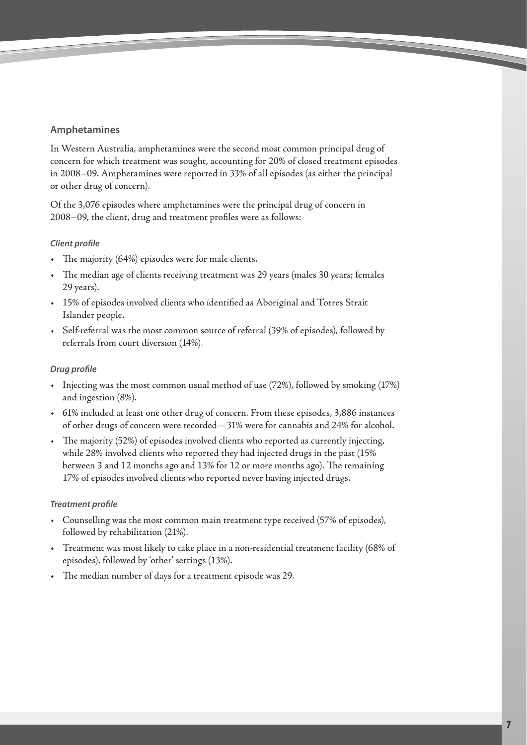## Amphetamines

In Western Australia, amphetamines were the second most common principal drug of concern for which treatment was sought, accounting for 20% of closed treatment episodes in 2008–09. Amphetamines were reported in 33% of all episodes (as either the principal or other drug of concern).

Of the 3,076 episodes where amphetamines were the principal drug of concern in 2008–09, the client, drug and treatment profiles were as follows:

### *Client profile*

- The majority (64%) episodes were for male clients.
- The median age of clients receiving treatment was 29 years (males 30 years; females 29 years).
- 15% of episodes involved clients who identified as Aboriginal and Torres Strait Islander people.
- Self-referral was the most common source of referral (39% of episodes), followed by referrals from court diversion (14%).

### *Drug profile*

- Injecting was the most common usual method of use (72%), followed by smoking (17%) and ingestion (8%).
- 61% included at least one other drug of concern. From these episodes, 3,886 instances of other drugs of concern were recorded—31% were for cannabis and 24% for alcohol.
- The majority (52%) of episodes involved clients who reported as currently injecting, while 28% involved clients who reported they had injected drugs in the past (15% between 3 and 12 months ago and 13% for 12 or more months ago). The remaining 17% of episodes involved clients who reported never having injected drugs.

### *Treatment profile*

- Counselling was the most common main treatment type received (57% of episodes), followed by rehabilitation (21%).
- Treatment was most likely to take place in a non-residential treatment facility (68% of episodes), followed by 'other' settings (13%).
- The median number of days for a treatment episode was 29.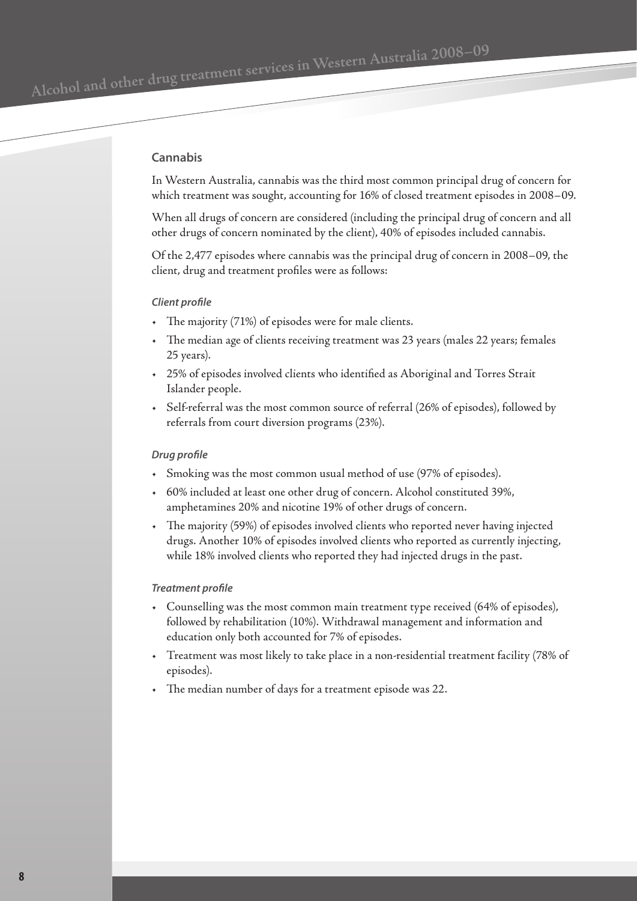## Cannabis

In Western Australia, cannabis was the third most common principal drug of concern for which treatment was sought, accounting for 16% of closed treatment episodes in 2008–09.

When all drugs of concern are considered (including the principal drug of concern and all other drugs of concern nominated by the client), 40% of episodes included cannabis.

Of the 2,477 episodes where cannabis was the principal drug of concern in 2008–09, the client, drug and treatment profiles were as follows:

### *Client profile*

- The majority (71%) of episodes were for male clients.
- The median age of clients receiving treatment was 23 years (males 22 years; females 25 years).
- 25% of episodes involved clients who identified as Aboriginal and Torres Strait Islander people.
- Self-referral was the most common source of referral (26% of episodes), followed by referrals from court diversion programs (23%).

### *Drug profile*

- Smoking was the most common usual method of use (97% of episodes).
- 60% included at least one other drug of concern. Alcohol constituted 39%, amphetamines 20% and nicotine 19% of other drugs of concern.
- The majority (59%) of episodes involved clients who reported never having injected drugs. Another 10% of episodes involved clients who reported as currently injecting, while 18% involved clients who reported they had injected drugs in the past.

### *Treatment profile*

- Counselling was the most common main treatment type received (64% of episodes), followed by rehabilitation (10%). Withdrawal management and information and education only both accounted for 7% of episodes.
- Treatment was most likely to take place in a non-residential treatment facility (78% of episodes).
- The median number of days for a treatment episode was 22.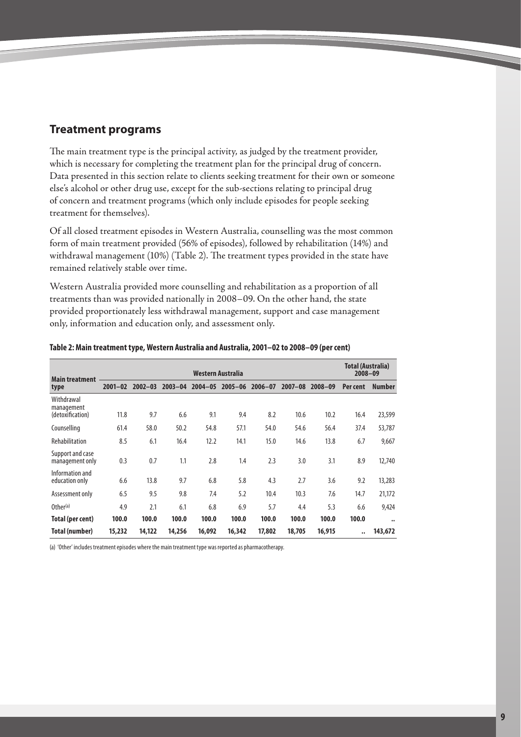## Treatment programs

The main treatment type is the principal activity, as judged by the treatment provider, which is necessary for completing the treatment plan for the principal drug of concern. Data presented in this section relate to clients seeking treatment for their own or someone else's alcohol or other drug use, except for the sub-sections relating to principal drug of concern and treatment programs (which only include episodes for people seeking treatment for themselves).

Of all closed treatment episodes in Western Australia, counselling was the most common form of main treatment provided (56% of episodes), followed by rehabilitation (14%) and withdrawal management (10%) (Table 2). The treatment types provided in the state have remained relatively stable over time.

Western Australia provided more counselling and rehabilitation as a proportion of all treatments than was provided nationally in 2008–09. On the other hand, the state provided proportionately less withdrawal management, support and case management only, information and education only, and assessment only.

**Table 2: Main treatment type, Western Australia and Australia, 2001–02 to 2008–09 (per cent)**

| Main treatment type | Western Australia | | | | | | | | Total (Australia) 2008–09 | |
|---|---|---|---|---|---|---|---|---|---|---|
| | 2001–02 | 2002–03 | 2003–04 | 2004–05 | 2005–06 | 2006–07 | 2007–08 | 2008–09 | Per cent | Number |
| Withdrawal management (detoxification) | 11.8 | 9.7 | 6.6 | 9.1 | 9.4 | 8.2 | 10.6 | 10.2 | 16.4 | 23,599 |
| Counselling | 61.4 | 58.0 | 50.2 | 54.8 | 57.1 | 54.0 | 54.6 | 56.4 | 37.4 | 53,787 |
| Rehabilitation | 8.5 | 6.1 | 16.4 | 12.2 | 14.1 | 15.0 | 14.6 | 13.8 | 6.7 | 9,667 |
| Support and case management only | 0.3 | 0.7 | 1.1 | 2.8 | 1.4 | 2.3 | 3.0 | 3.1 | 8.9 | 12,740 |
| Information and education only | 6.6 | 13.8 | 9.7 | 6.8 | 5.8 | 4.3 | 2.7 | 3.6 | 9.2 | 13,283 |
| Assessment only | 6.5 | 9.5 | 9.8 | 7.4 | 5.2 | 10.4 | 10.3 | 7.6 | 14.7 | 21,172 |
| Other[(a)] | 4.9 | 2.1 | 6.1 | 6.8 | 6.9 | 5.7 | 4.4 | 5.3 | 6.6 | 9,424 |
| **Total (per cent)** | **100.0** | **100.0** | **100.0** | **100.0** | **100.0** | **100.0** | **100.0** | **100.0** | **100.0** | **..** |
| **Total (number)** | **15,232** | **14,122** | **14,256** | **16,092** | **16,342** | **17,802** | **18,705** | **16,915** | **..** | **143,672** |

(a) 'Other' includes treatment episodes where the main treatment type was reported as pharmacotherapy.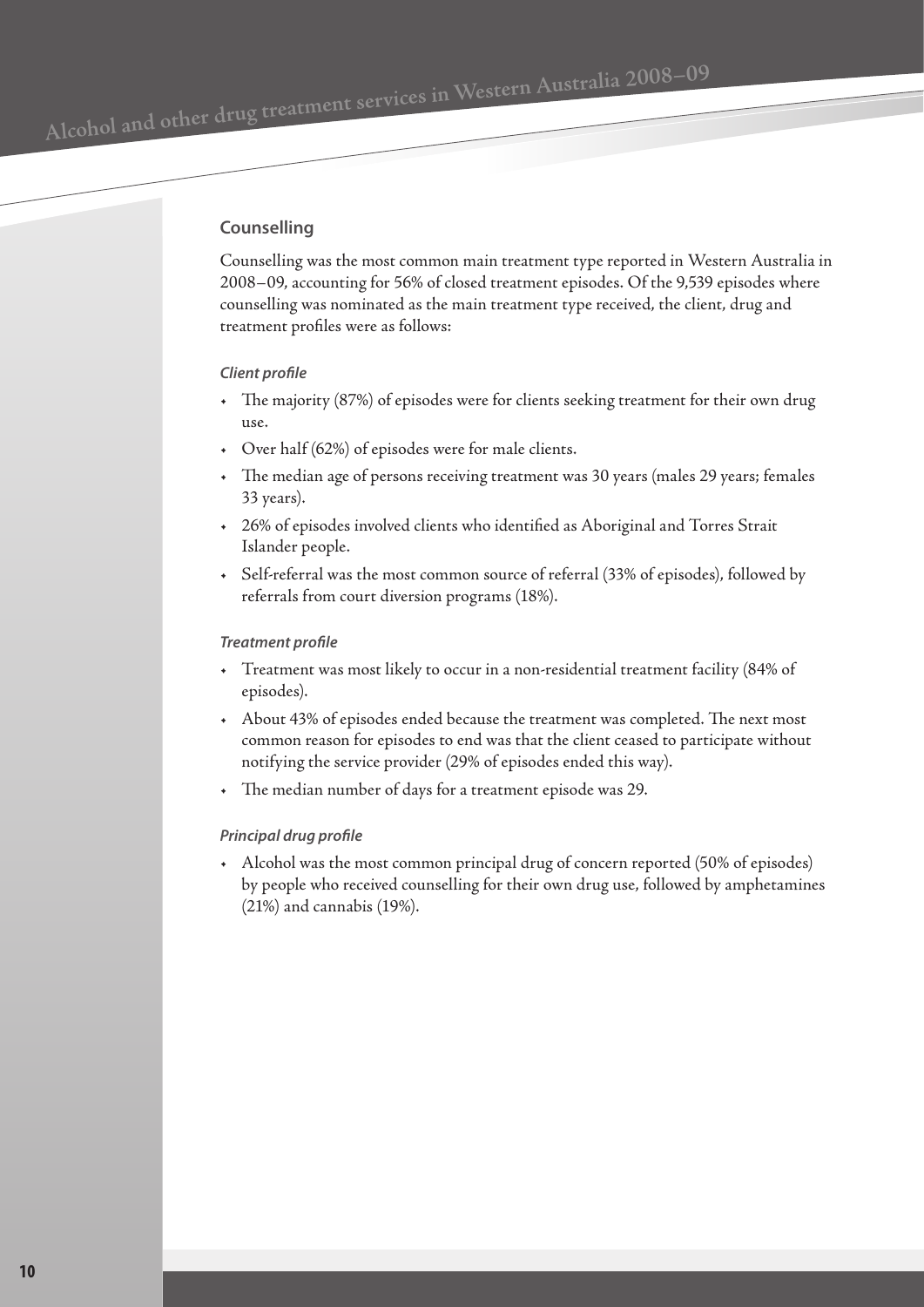## Counselling

Counselling was the most common main treatment type reported in Western Australia in 2008–09, accounting for 56% of closed treatment episodes. Of the 9,539 episodes where counselling was nominated as the main treatment type received, the client, drug and treatment profiles were as follows:

### *Client profile*

- The majority (87%) of episodes were for clients seeking treatment for their own drug use.
- Over half (62%) of episodes were for male clients.
- The median age of persons receiving treatment was 30 years (males 29 years; females 33 years).
- 26% of episodes involved clients who identified as Aboriginal and Torres Strait Islander people.
- Self-referral was the most common source of referral (33% of episodes), followed by referrals from court diversion programs (18%).

### *Treatment profile*

- Treatment was most likely to occur in a non-residential treatment facility (84% of episodes).
- About 43% of episodes ended because the treatment was completed. The next most common reason for episodes to end was that the client ceased to participate without notifying the service provider (29% of episodes ended this way).
- The median number of days for a treatment episode was 29.

### *Principal drug profile*

- Alcohol was the most common principal drug of concern reported (50% of episodes) by people who received counselling for their own drug use, followed by amphetamines (21%) and cannabis (19%).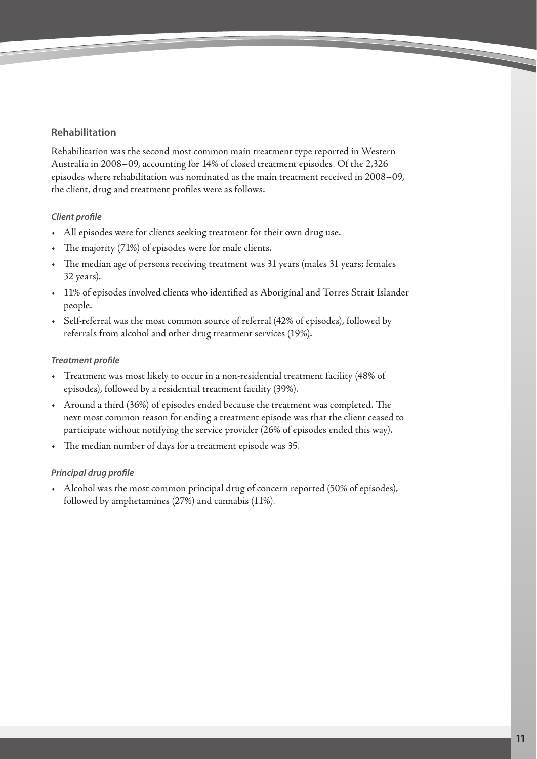## Rehabilitation

Rehabilitation was the second most common main treatment type reported in Western Australia in 2008–09, accounting for 14% of closed treatment episodes. Of the 2,326 episodes where rehabilitation was nominated as the main treatment received in 2008–09, the client, drug and treatment profiles were as follows:

### *Client profile*

- All episodes were for clients seeking treatment for their own drug use.
- The majority (71%) of episodes were for male clients.
- The median age of persons receiving treatment was 31 years (males 31 years; females 32 years).
- 11% of episodes involved clients who identified as Aboriginal and Torres Strait Islander people.
- Self-referral was the most common source of referral (42% of episodes), followed by referrals from alcohol and other drug treatment services (19%).

### *Treatment profile*

- Treatment was most likely to occur in a non-residential treatment facility (48% of episodes), followed by a residential treatment facility (39%).
- Around a third (36%) of episodes ended because the treatment was completed. The next most common reason for ending a treatment episode was that the client ceased to participate without notifying the service provider (26% of episodes ended this way).
- The median number of days for a treatment episode was 35.

### *Principal drug profile*

- Alcohol was the most common principal drug of concern reported (50% of episodes), followed by amphetamines (27%) and cannabis (11%).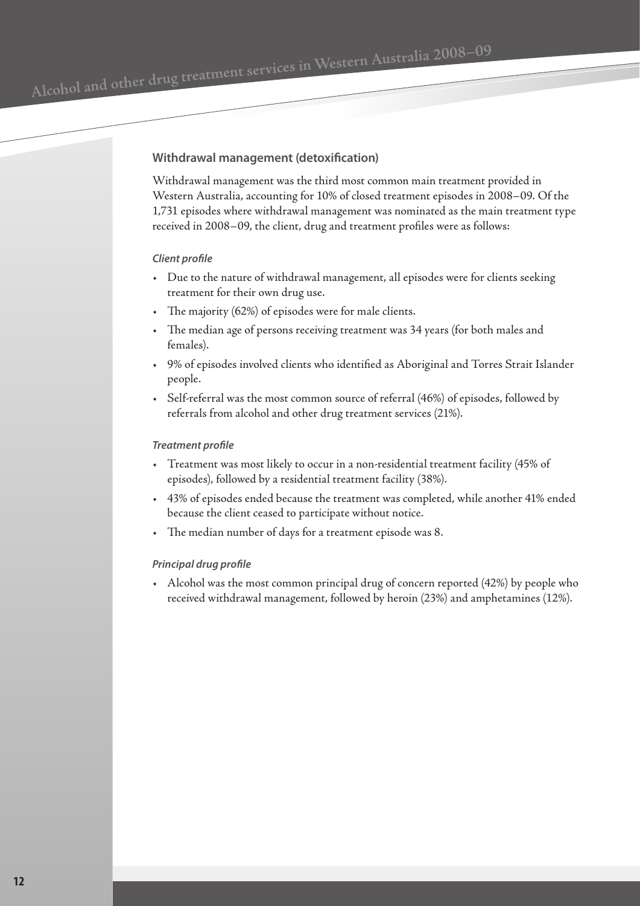## Withdrawal management (detoxification)

Withdrawal management was the third most common main treatment provided in Western Australia, accounting for 10% of closed treatment episodes in 2008–09. Of the 1,731 episodes where withdrawal management was nominated as the main treatment type received in 2008–09, the client, drug and treatment profiles were as follows:

### *Client profile*

- Due to the nature of withdrawal management, all episodes were for clients seeking treatment for their own drug use.
- The majority (62%) of episodes were for male clients.
- The median age of persons receiving treatment was 34 years (for both males and females).
- 9% of episodes involved clients who identified as Aboriginal and Torres Strait Islander people.
- Self-referral was the most common source of referral (46%) of episodes, followed by referrals from alcohol and other drug treatment services (21%).

### *Treatment profile*

- Treatment was most likely to occur in a non-residential treatment facility (45% of episodes), followed by a residential treatment facility (38%).
- 43% of episodes ended because the treatment was completed, while another 41% ended because the client ceased to participate without notice.
- The median number of days for a treatment episode was 8.

### *Principal drug profile*

- Alcohol was the most common principal drug of concern reported (42%) by people who received withdrawal management, followed by heroin (23%) and amphetamines (12%).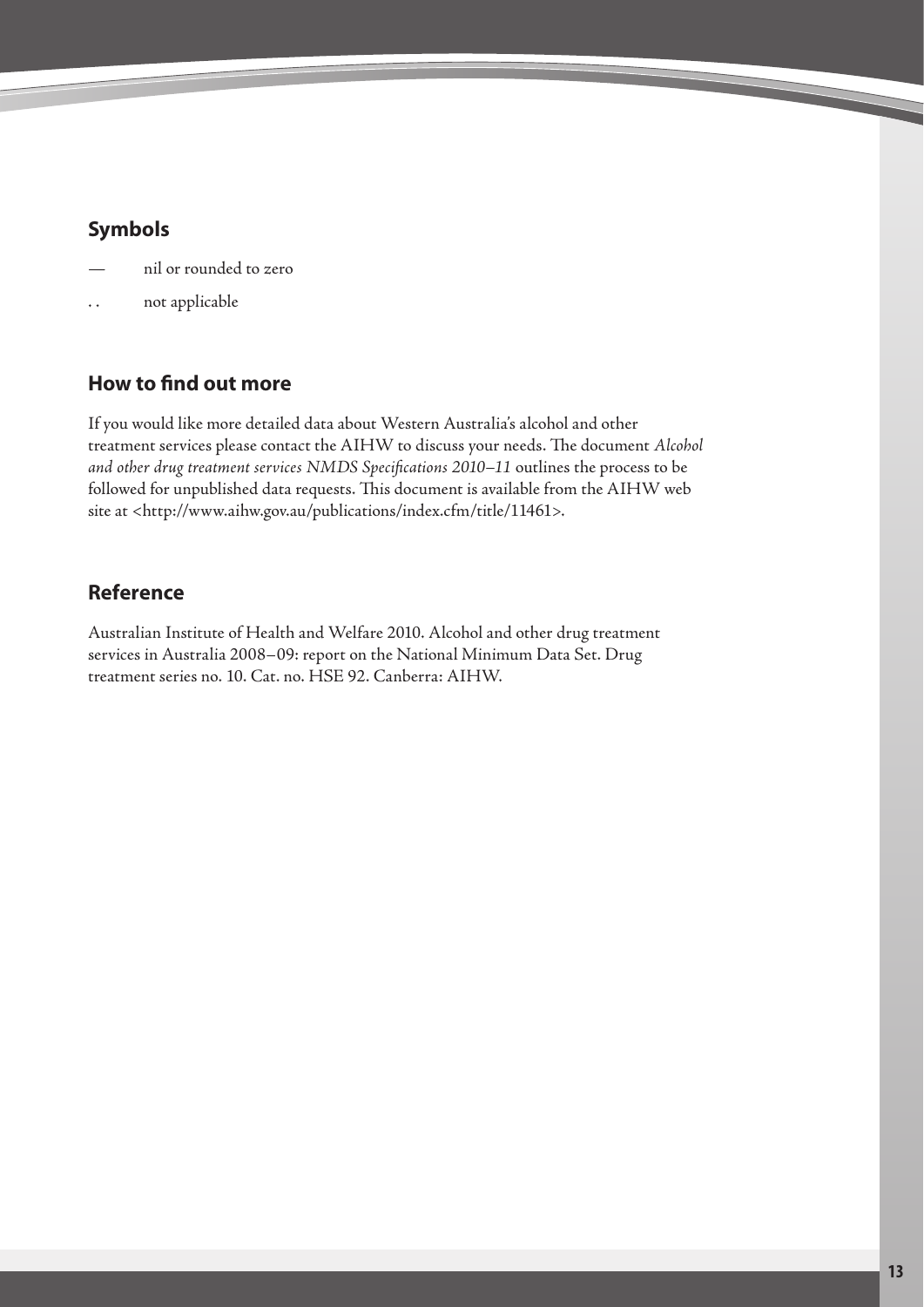## Symbols

— nil or rounded to zero

. . not applicable

## How to find out more

If you would like more detailed data about Western Australia's alcohol and other treatment services please contact the AIHW to discuss your needs. The document *Alcohol and other drug treatment services NMDS Specifications 2010–11* outlines the process to be followed for unpublished data requests. This document is available from the AIHW web site at <http://www.aihw.gov.au/publications/index.cfm/title/11461>.

## Reference

Australian Institute of Health and Welfare 2010. Alcohol and other drug treatment services in Australia 2008–09: report on the National Minimum Data Set. Drug treatment series no. 10. Cat. no. HSE 92. Canberra: AIHW.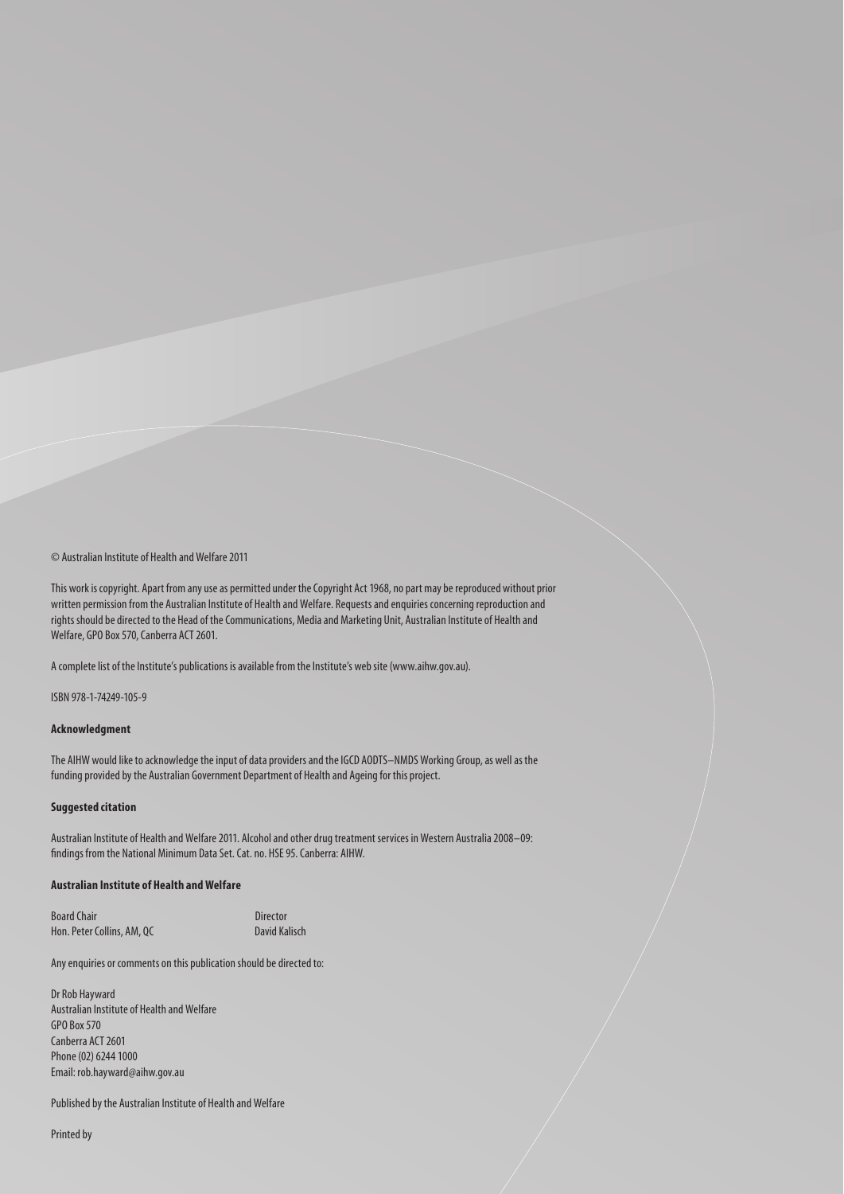© Australian Institute of Health and Welfare 2011

This work is copyright. Apart from any use as permitted under the Copyright Act 1968, no part may be reproduced without prior written permission from the Australian Institute of Health and Welfare. Requests and enquiries concerning reproduction and rights should be directed to the Head of the Communications, Media and Marketing Unit, Australian Institute of Health and Welfare, GPO Box 570, Canberra ACT 2601.

A complete list of the Institute's publications is available from the Institute's web site (www.aihw.gov.au).

ISBN 978-1-74249-105-9

**Acknowledgment**

The AIHW would like to acknowledge the input of data providers and the IGCD AODTS–NMDS Working Group, as well as the funding provided by the Australian Government Department of Health and Ageing for this project.

**Suggested citation**

Australian Institute of Health and Welfare 2011. Alcohol and other drug treatment services in Western Australia 2008–09: findings from the National Minimum Data Set. Cat. no. HSE 95. Canberra: AIHW.

**Australian Institute of Health and Welfare**

| | |
|---|---|
| Board Chair | Director |
| Hon. Peter Collins, AM, QC | David Kalisch |

Any enquiries or comments on this publication should be directed to:

Dr Rob Hayward
Australian Institute of Health and Welfare
GPO Box 570
Canberra ACT 2601
Phone (02) 6244 1000
Email: rob.hayward@aihw.gov.au

Published by the Australian Institute of Health and Welfare

Printed by